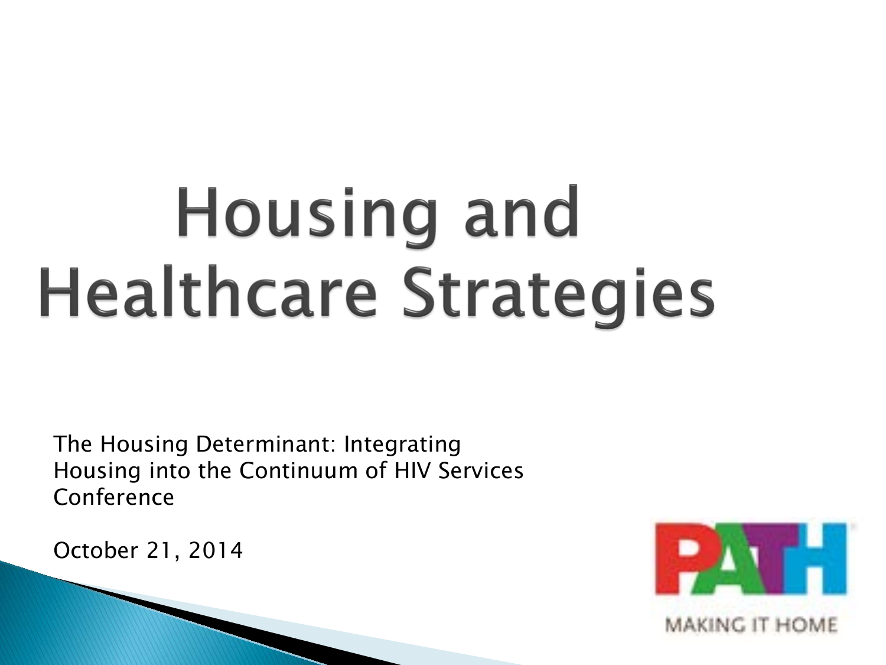# Housing and Healthcare Strategies

The Housing Determinant: Integrating Housing into the Continuum of HIV Services Conference

October 21, 2014

PATH

MAKING IT HOME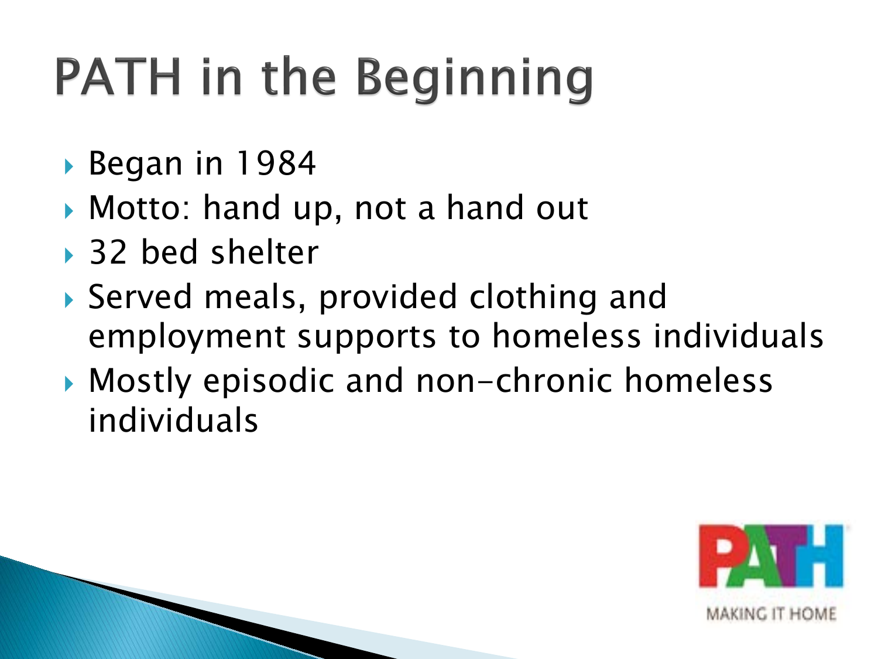# PATH in the Beginning

- Began in 1984
- Motto: hand up, not a hand out
- 32 bed shelter
- Served meals, provided clothing and employment supports to homeless individuals
- Mostly episodic and non-chronic homeless individuals

PATH

MAKING IT HOME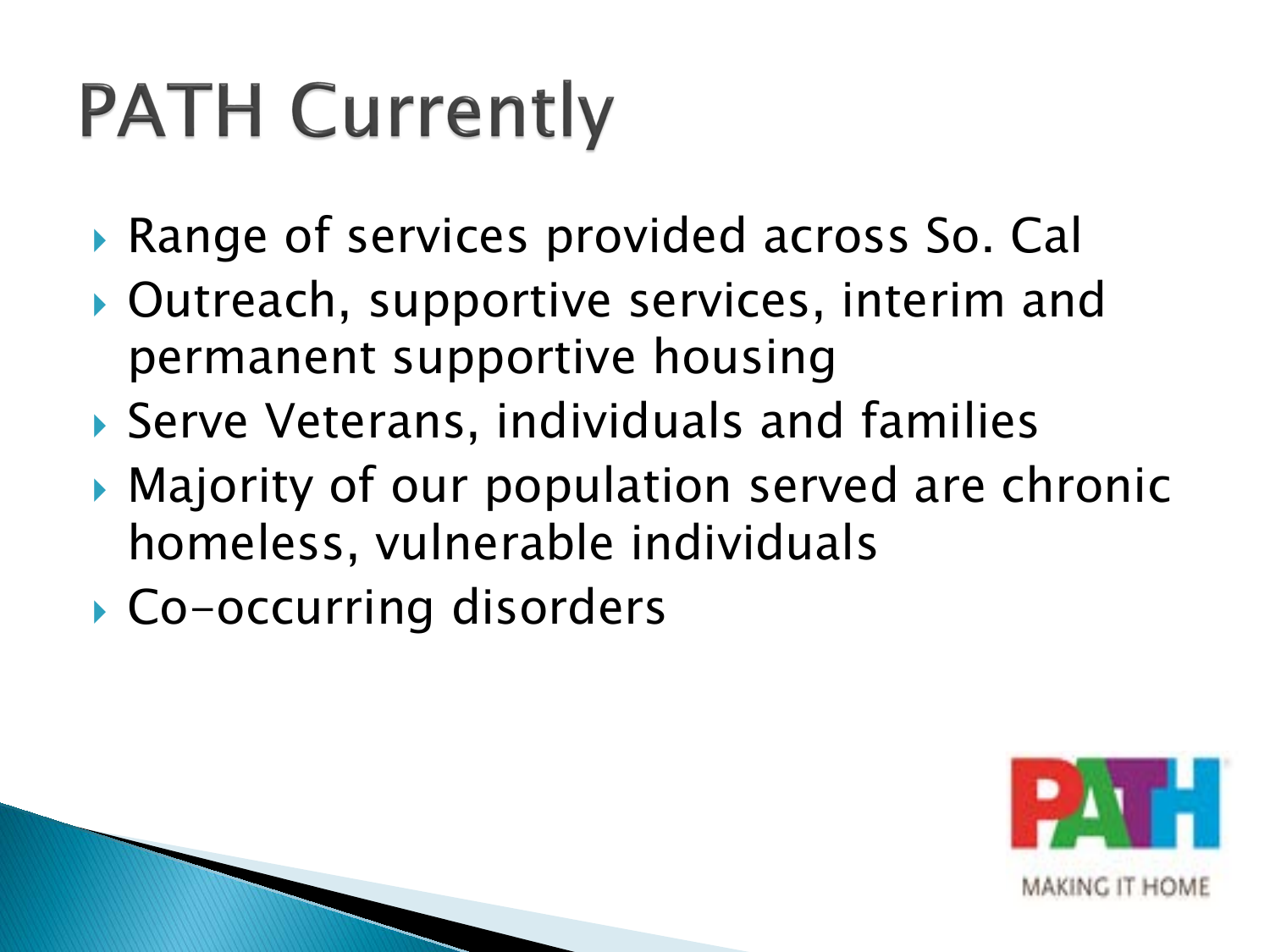# PATH Currently

- Range of services provided across So. Cal
- Outreach, supportive services, interim and permanent supportive housing
- Serve Veterans, individuals and families
- Majority of our population served are chronic homeless, vulnerable individuals
- Co-occurring disorders

PATH
MAKING IT HOME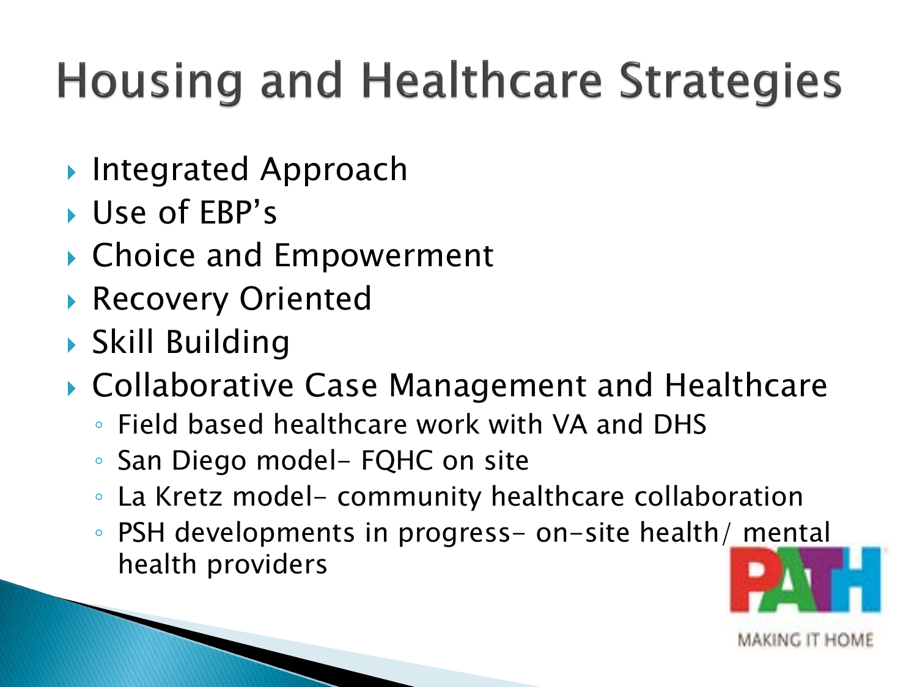# Housing and Healthcare Strategies

- Integrated Approach
- Use of EBP's
- Choice and Empowerment
- Recovery Oriented
- Skill Building
- Collaborative Case Management and Healthcare
  - Field based healthcare work with VA and DHS
  - San Diego model- FQHC on site
  - La Kretz model- community healthcare collaboration
  - PSH developments in progress- on-site health/ mental health providers

PATH
MAKING IT HOME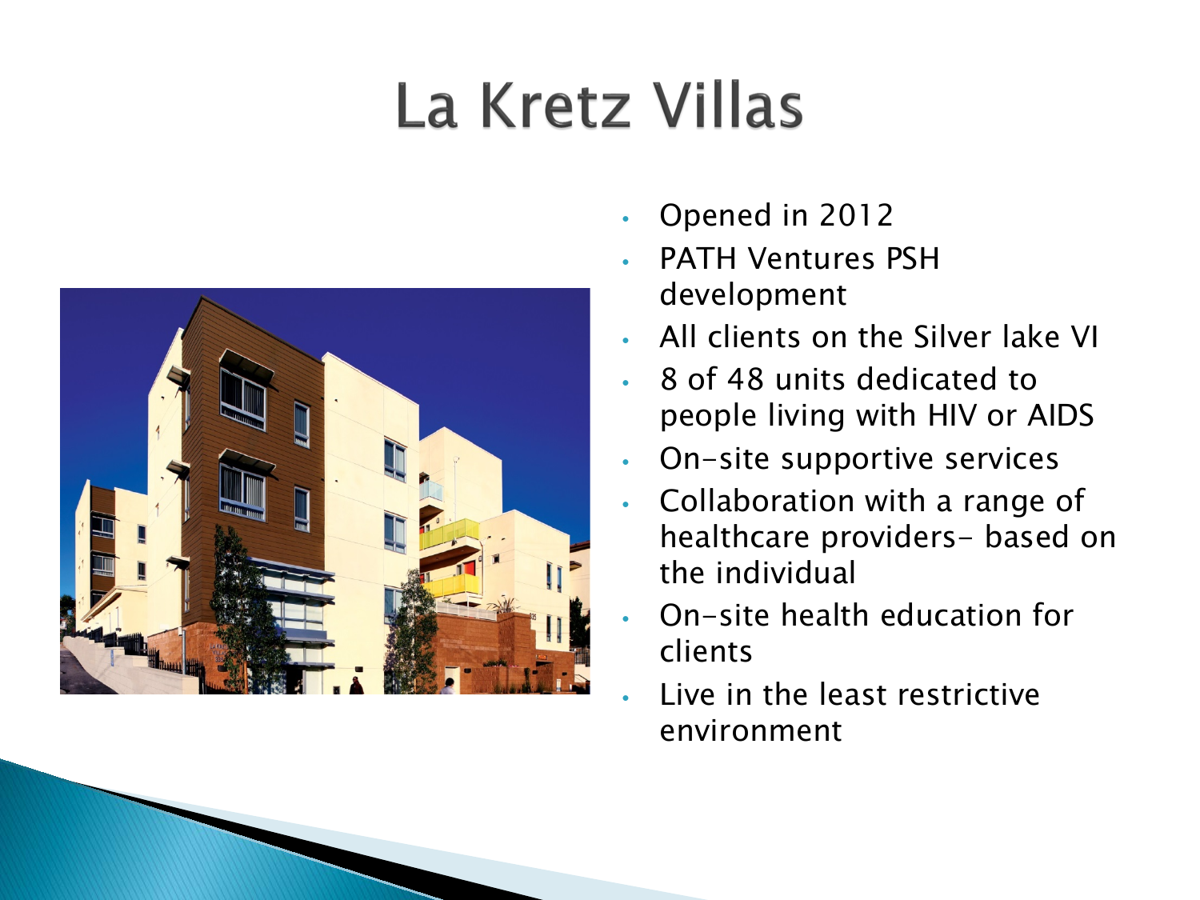# La Kretz Villas

- Opened in 2012
- PATH Ventures PSH development
- All clients on the Silver lake VI
- 8 of 48 units dedicated to people living with HIV or AIDS
- On-site supportive services
- Collaboration with a range of healthcare providers- based on the individual
- On-site health education for clients
- Live in the least restrictive environment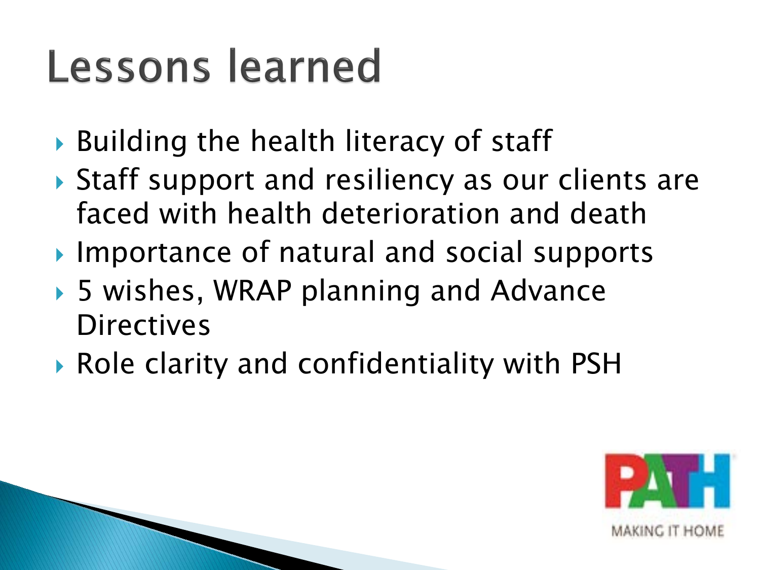# Lessons learned

- Building the health literacy of staff
- Staff support and resiliency as our clients are faced with health deterioration and death
- Importance of natural and social supports
- 5 wishes, WRAP planning and Advance Directives
- Role clarity and confidentiality with PSH

PATH

MAKING IT HOME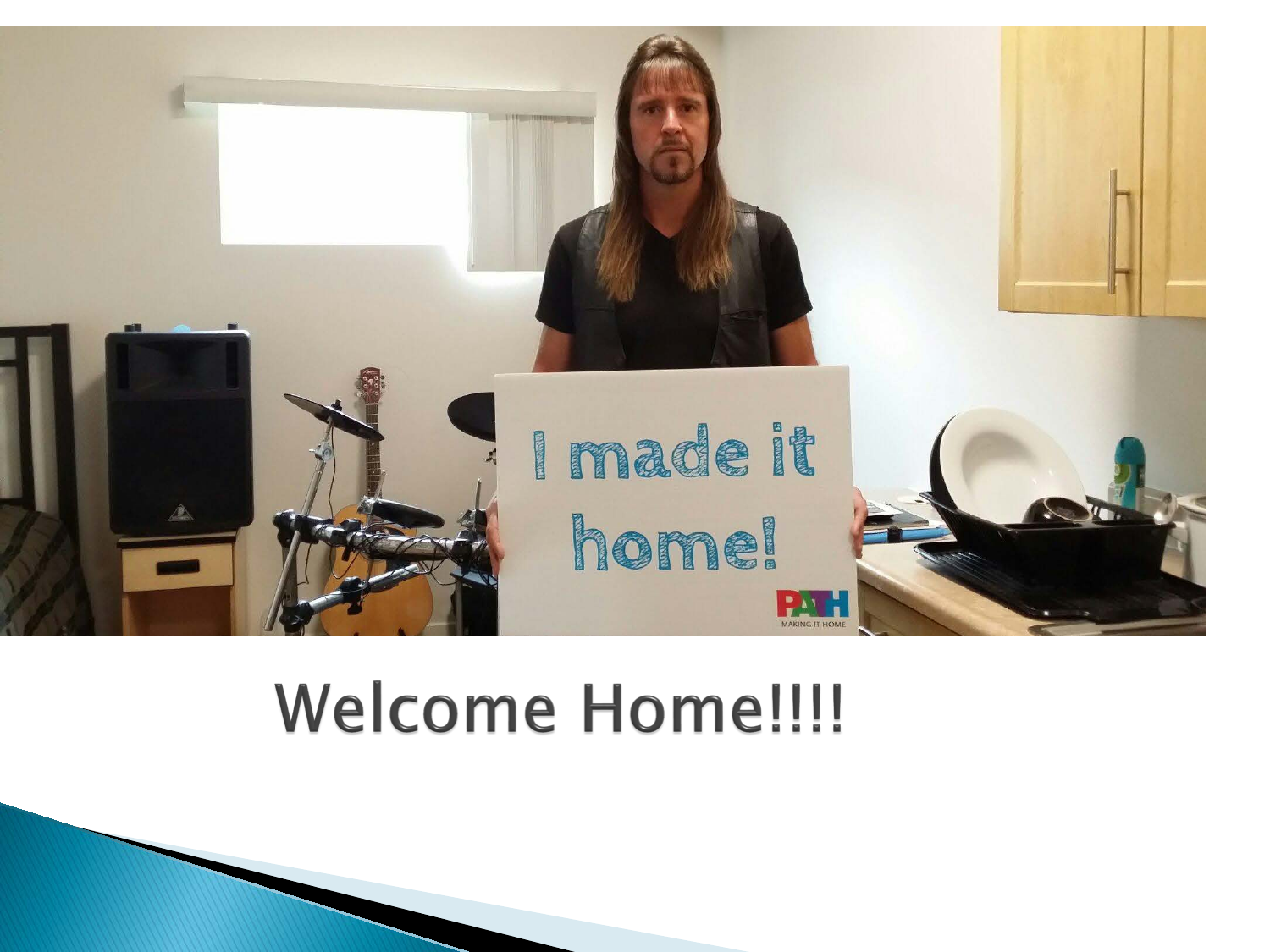Welcome Home!!!!